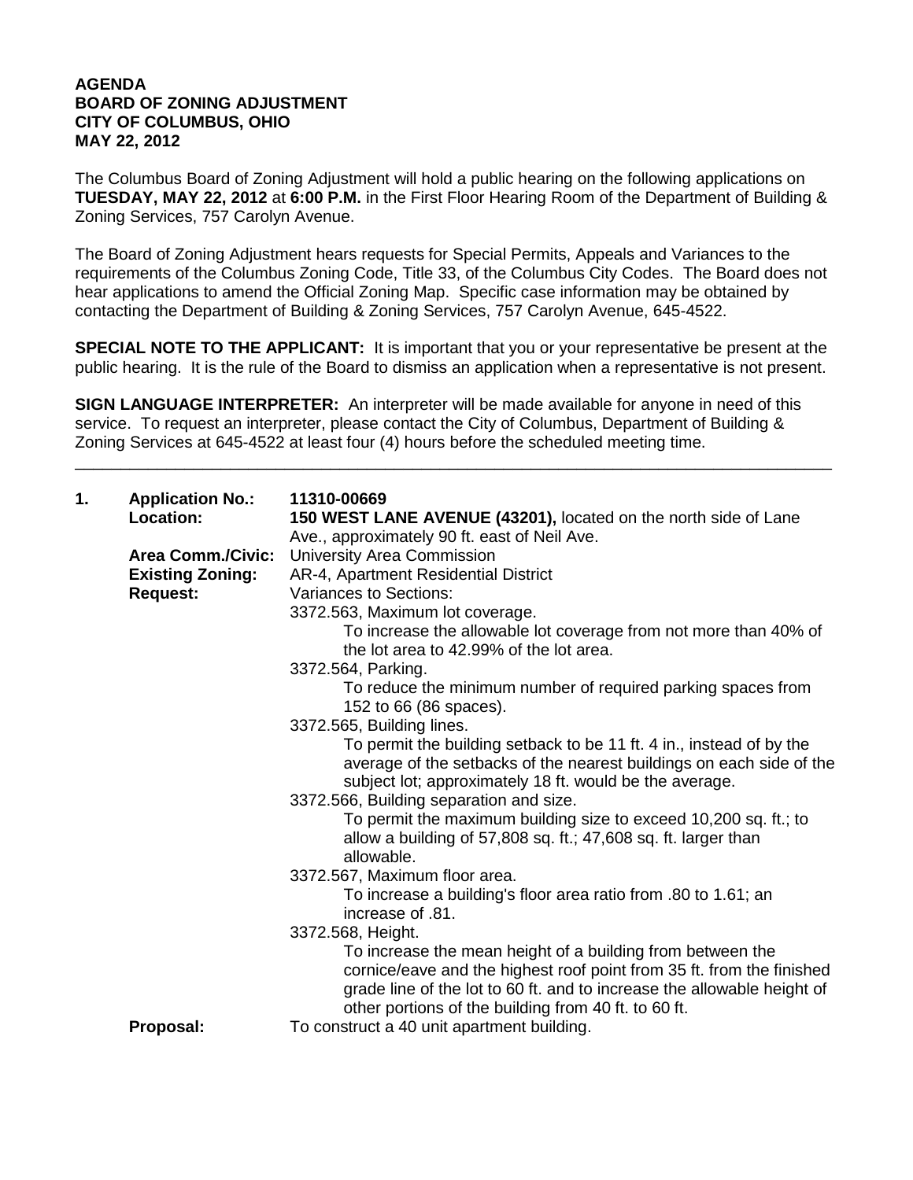**AGENDA**
**BOARD OF ZONING ADJUSTMENT**
**CITY OF COLUMBUS, OHIO**
**MAY 22, 2012**

The Columbus Board of Zoning Adjustment will hold a public hearing on the following applications on **TUESDAY, MAY 22, 2012** at **6:00 P.M.** in the First Floor Hearing Room of the Department of Building & Zoning Services, 757 Carolyn Avenue.

The Board of Zoning Adjustment hears requests for Special Permits, Appeals and Variances to the requirements of the Columbus Zoning Code, Title 33, of the Columbus City Codes. The Board does not hear applications to amend the Official Zoning Map. Specific case information may be obtained by contacting the Department of Building & Zoning Services, 757 Carolyn Avenue, 645-4522.

**SPECIAL NOTE TO THE APPLICANT:** It is important that you or your representative be present at the public hearing. It is the rule of the Board to dismiss an application when a representative is not present.

**SIGN LANGUAGE INTERPRETER:** An interpreter will be made available for anyone in need of this service. To request an interpreter, please contact the City of Columbus, Department of Building & Zoning Services at 645-4522 at least four (4) hours before the scheduled meeting time.

---

**1. Application No.:** **11310-00669**

**Location:** **150 WEST LANE AVENUE (43201),** located on the north side of Lane Ave., approximately 90 ft. east of Neil Ave.

**Area Comm./Civic:** University Area Commission

**Existing Zoning:** AR-4, Apartment Residential District

**Request:** Variances to Sections:

3372.563, Maximum lot coverage.
To increase the allowable lot coverage from not more than 40% of the lot area to 42.99% of the lot area.

3372.564, Parking.
To reduce the minimum number of required parking spaces from 152 to 66 (86 spaces).

3372.565, Building lines.
To permit the building setback to be 11 ft. 4 in., instead of by the average of the setbacks of the nearest buildings on each side of the subject lot; approximately 18 ft. would be the average.

3372.566, Building separation and size.
To permit the maximum building size to exceed 10,200 sq. ft.; to allow a building of 57,808 sq. ft.; 47,608 sq. ft. larger than allowable.

3372.567, Maximum floor area.
To increase a building's floor area ratio from .80 to 1.61; an increase of .81.

3372.568, Height.
To increase the mean height of a building from between the cornice/eave and the highest roof point from 35 ft. from the finished grade line of the lot to 60 ft. and to increase the allowable height of other portions of the building from 40 ft. to 60 ft.

**Proposal:** To construct a 40 unit apartment building.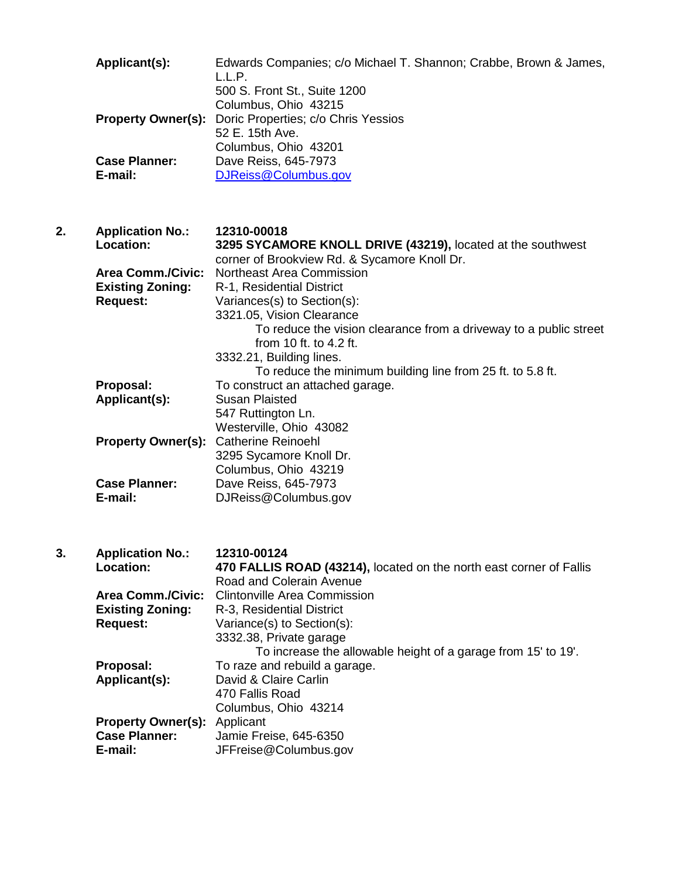**Applicant(s):** Edwards Companies; c/o Michael T. Shannon; Crabbe, Brown & James, L.L.P.
500 S. Front St., Suite 1200
Columbus, Ohio 43215

**Property Owner(s):** Doric Properties; c/o Chris Yessios
52 E. 15th Ave.
Columbus, Ohio 43201

**Case Planner:** Dave Reiss, 645-7973

**E-mail:** DJReiss@Columbus.gov

2. **Application No.:** **12310-00018**

**Location:** **3295 SYCAMORE KNOLL DRIVE (43219),** located at the southwest corner of Brookview Rd. & Sycamore Knoll Dr.

**Area Comm./Civic:** Northeast Area Commission

**Existing Zoning:** R-1, Residential District

**Request:** Variances(s) to Section(s):

3321.05, Vision Clearance
To reduce the vision clearance from a driveway to a public street from 10 ft. to 4.2 ft.

3332.21, Building lines.
To reduce the minimum building line from 25 ft. to 5.8 ft.

**Proposal:** To construct an attached garage.

**Applicant(s):** Susan Plaisted
547 Ruttington Ln.
Westerville, Ohio 43082

**Property Owner(s):** Catherine Reinoehl
3295 Sycamore Knoll Dr.
Columbus, Ohio 43219

**Case Planner:** Dave Reiss, 645-7973

**E-mail:** DJReiss@Columbus.gov

3. **Application No.:** **12310-00124**

**Location:** **470 FALLIS ROAD (43214),** located on the north east corner of Fallis Road and Colerain Avenue

**Area Comm./Civic:** Clintonville Area Commission

**Existing Zoning:** R-3, Residential District

**Request:** Variance(s) to Section(s):

3332.38, Private garage
To increase the allowable height of a garage from 15' to 19'.

**Proposal:** To raze and rebuild a garage.

**Applicant(s):** David & Claire Carlin
470 Fallis Road
Columbus, Ohio 43214

**Property Owner(s):** Applicant

**Case Planner:** Jamie Freise, 645-6350

**E-mail:** JFFreise@Columbus.gov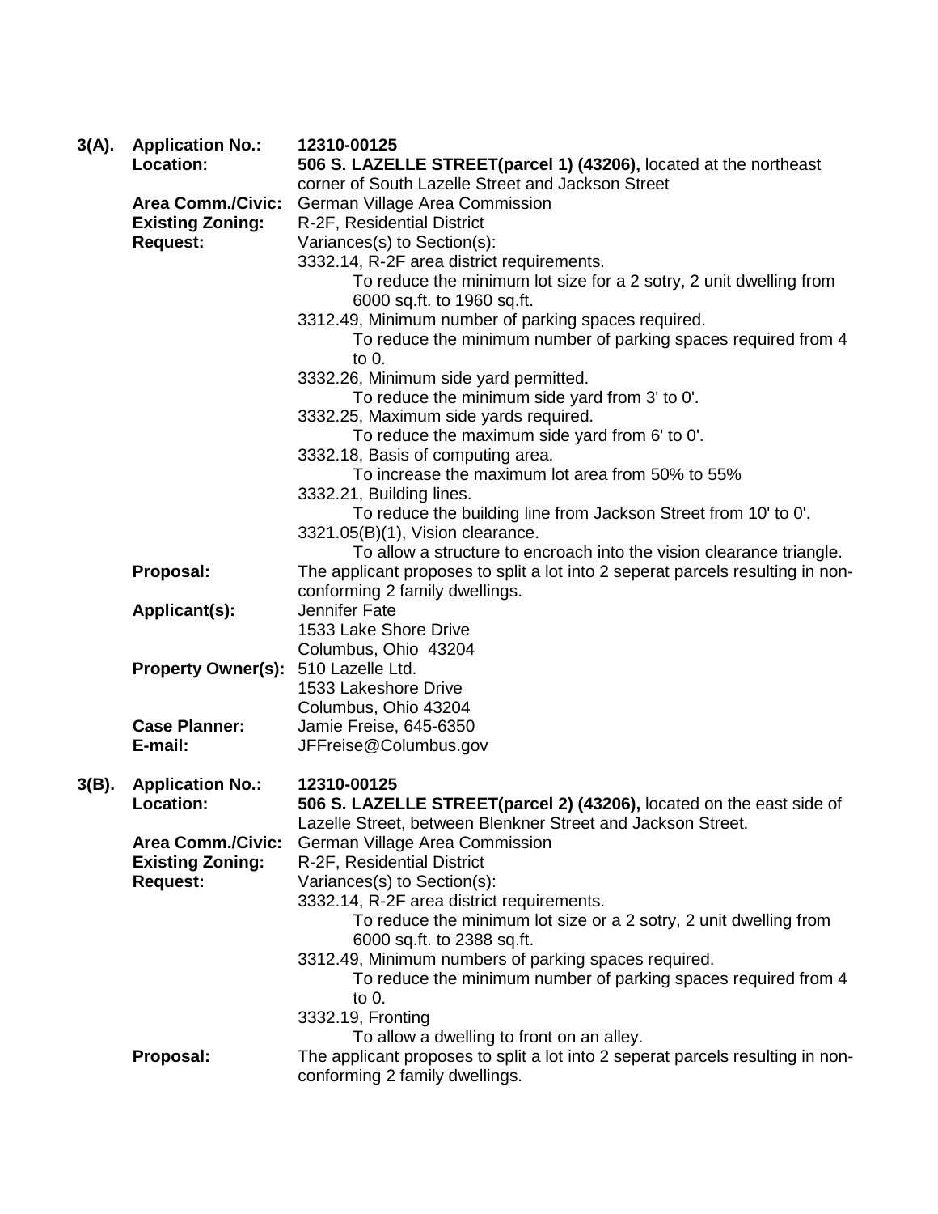**3(A). Application No.:** **12310-00125**

**Location:** **506 S. LAZELLE STREET(parcel 1) (43206),** located at the northeast corner of South Lazelle Street and Jackson Street

**Area Comm./Civic:** German Village Area Commission

**Existing Zoning:** R-2F, Residential District

**Request:** Variances(s) to Section(s):

3332.14, R-2F area district requirements.
To reduce the minimum lot size for a 2 sotry, 2 unit dwelling from 6000 sq.ft. to 1960 sq.ft.

3312.49, Minimum number of parking spaces required.
To reduce the minimum number of parking spaces required from 4 to 0.

3332.26, Minimum side yard permitted.
To reduce the minimum side yard from 3' to 0'.

3332.25, Maximum side yards required.
To reduce the maximum side yard from 6' to 0'.

3332.18, Basis of computing area.
To increase the maximum lot area from 50% to 55%

3332.21, Building lines.
To reduce the building line from Jackson Street from 10' to 0'.

3321.05(B)(1), Vision clearance.
To allow a structure to encroach into the vision clearance triangle.

**Proposal:** The applicant proposes to split a lot into 2 seperat parcels resulting in non-conforming 2 family dwellings.

**Applicant(s):** Jennifer Fate
1533 Lake Shore Drive
Columbus, Ohio 43204

**Property Owner(s):** 510 Lazelle Ltd.
1533 Lakeshore Drive
Columbus, Ohio 43204

**Case Planner:** Jamie Freise, 645-6350

**E-mail:** JFFreise@Columbus.gov

**3(B). Application No.:** **12310-00125**

**Location:** **506 S. LAZELLE STREET(parcel 2) (43206),** located on the east side of Lazelle Street, between Blenkner Street and Jackson Street.

**Area Comm./Civic:** German Village Area Commission

**Existing Zoning:** R-2F, Residential District

**Request:** Variances(s) to Section(s):

3332.14, R-2F area district requirements.
To reduce the minimum lot size or a 2 sotry, 2 unit dwelling from 6000 sq.ft. to 2388 sq.ft.

3312.49, Minimum numbers of parking spaces required.
To reduce the minimum number of parking spaces required from 4 to 0.

3332.19, Fronting
To allow a dwelling to front on an alley.

**Proposal:** The applicant proposes to split a lot into 2 seperat parcels resulting in non-conforming 2 family dwellings.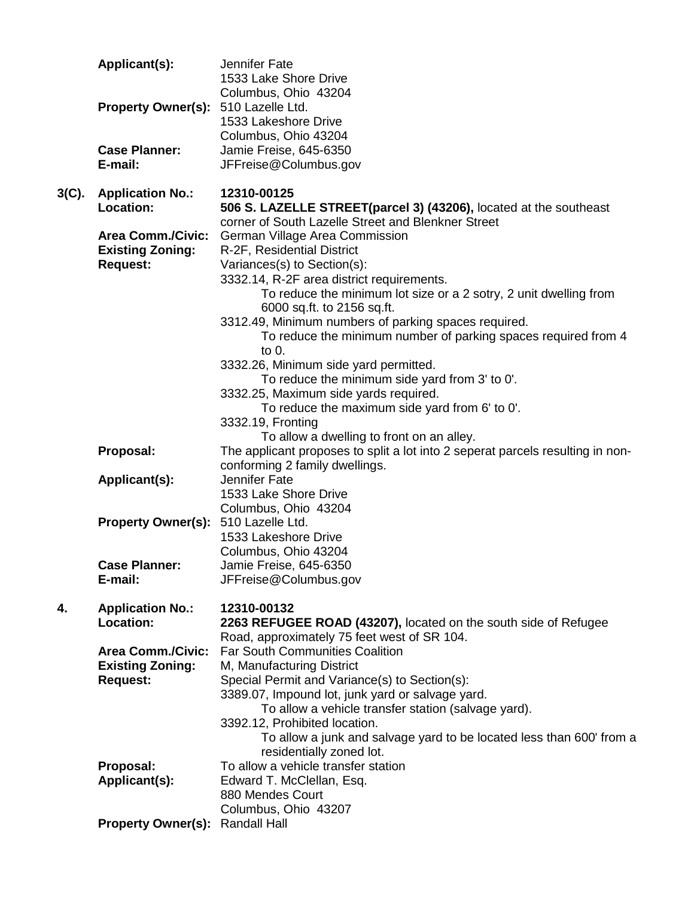**Applicant(s):** Jennifer Fate
1533 Lake Shore Drive
Columbus, Ohio 43204

**Property Owner(s):** 510 Lazelle Ltd.
1533 Lakeshore Drive
Columbus, Ohio 43204

**Case Planner:** Jamie Freise, 645-6350
**E-mail:** JFFreise@Columbus.gov

**3(C). Application No.:** **12310-00125**

**Location:** **506 S. LAZELLE STREET(parcel 3) (43206),** located at the southeast corner of South Lazelle Street and Blenkner Street

**Area Comm./Civic:** German Village Area Commission

**Existing Zoning:** R-2F, Residential District

**Request:** Variances(s) to Section(s):

3332.14, R-2F area district requirements.
 To reduce the minimum lot size or a 2 sotry, 2 unit dwelling from 6000 sq.ft. to 2156 sq.ft.

3312.49, Minimum numbers of parking spaces required.
 To reduce the minimum number of parking spaces required from 4 to 0.

3332.26, Minimum side yard permitted.
 To reduce the minimum side yard from 3' to 0'.

3332.25, Maximum side yards required.
 To reduce the maximum side yard from 6' to 0'.

3332.19, Fronting
 To allow a dwelling to front on an alley.

**Proposal:** The applicant proposes to split a lot into 2 seperat parcels resulting in non-conforming 2 family dwellings.

**Applicant(s):** Jennifer Fate
1533 Lake Shore Drive
Columbus, Ohio 43204

**Property Owner(s):** 510 Lazelle Ltd.
1533 Lakeshore Drive
Columbus, Ohio 43204

**Case Planner:** Jamie Freise, 645-6350
**E-mail:** JFFreise@Columbus.gov

**4. Application No.:** **12310-00132**

**Location:** **2263 REFUGEE ROAD (43207),** located on the south side of Refugee Road, approximately 75 feet west of SR 104.

**Area Comm./Civic:** Far South Communities Coalition

**Existing Zoning:** M, Manufacturing District

**Request:** Special Permit and Variance(s) to Section(s):

3389.07, Impound lot, junk yard or salvage yard.
 To allow a vehicle transfer station (salvage yard).

3392.12, Prohibited location.
 To allow a junk and salvage yard to be located less than 600' from a residentially zoned lot.

**Proposal:** To allow a vehicle transfer station

**Applicant(s):** Edward T. McClellan, Esq.
880 Mendes Court
Columbus, Ohio 43207

**Property Owner(s):** Randall Hall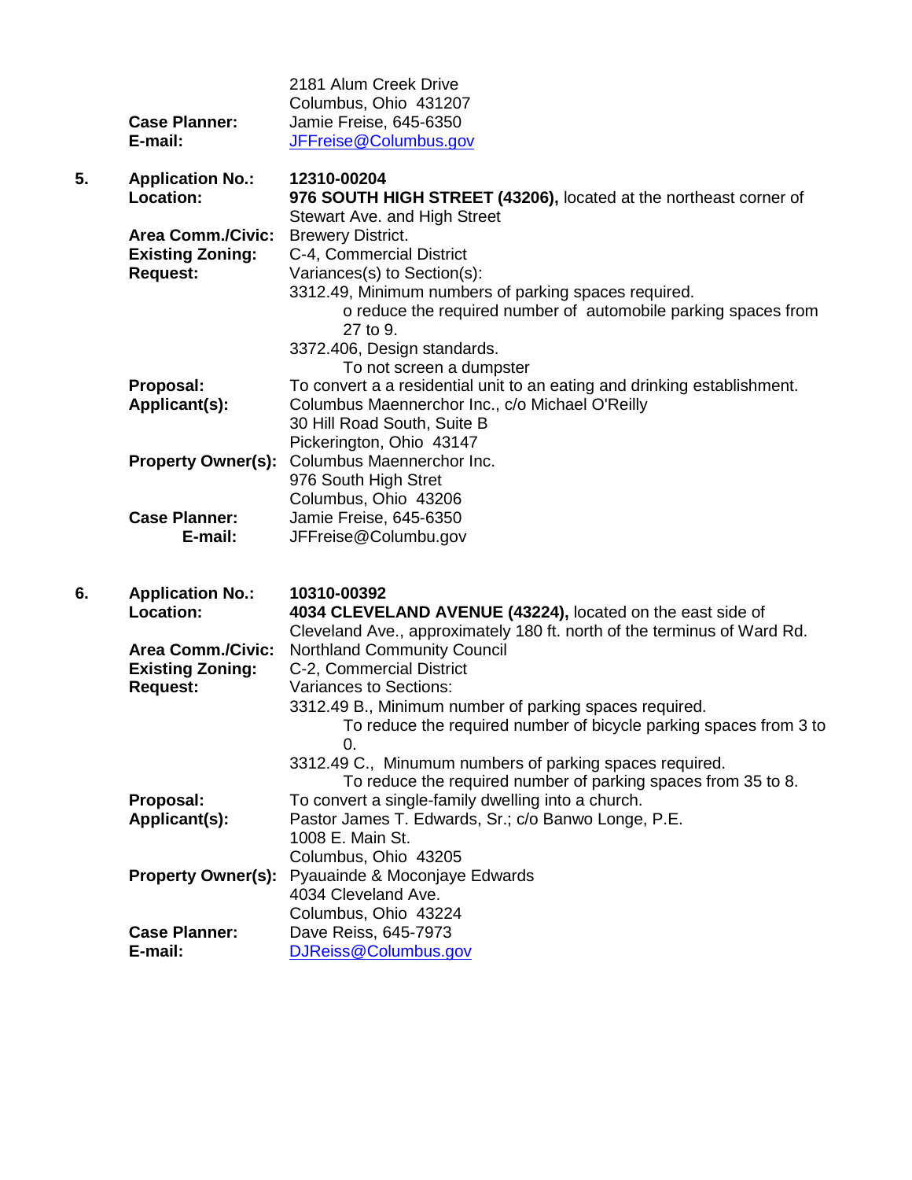2181 Alum Creek Drive
Columbus, Ohio 431207

**Case Planner:** Jamie Freise, 645-6350
**E-mail:** JFFreise@Columbus.gov

**5. Application No.:** **12310-00204**
**Location:** **976 SOUTH HIGH STREET (43206),** located at the northeast corner of Stewart Ave. and High Street
**Area Comm./Civic:** Brewery District.
**Existing Zoning:** C-4, Commercial District
**Request:** Variances(s) to Section(s):
3312.49, Minimum numbers of parking spaces required.
o reduce the required number of automobile parking spaces from 27 to 9.
3372.406, Design standards.
To not screen a dumpster
**Proposal:** To convert a a residential unit to an eating and drinking establishment.
**Applicant(s):** Columbus Maennerchor Inc., c/o Michael O'Reilly
30 Hill Road South, Suite B
Pickerington, Ohio 43147
**Property Owner(s):** Columbus Maennerchor Inc.
976 South High Stret
Columbus, Ohio 43206
**Case Planner:** Jamie Freise, 645-6350
**E-mail:** JFFreise@Columbu.gov

**6. Application No.:** **10310-00392**
**Location:** **4034 CLEVELAND AVENUE (43224),** located on the east side of Cleveland Ave., approximately 180 ft. north of the terminus of Ward Rd.
**Area Comm./Civic:** Northland Community Council
**Existing Zoning:** C-2, Commercial District
**Request:** Variances to Sections:
3312.49 B., Minimum number of parking spaces required.
To reduce the required number of bicycle parking spaces from 3 to 0.
3312.49 C., Minumum numbers of parking spaces required.
To reduce the required number of parking spaces from 35 to 8.
**Proposal:** To convert a single-family dwelling into a church.
**Applicant(s):** Pastor James T. Edwards, Sr.; c/o Banwo Longe, P.E.
1008 E. Main St.
Columbus, Ohio 43205
**Property Owner(s):** Pyauainde & Moconjaye Edwards
4034 Cleveland Ave.
Columbus, Ohio 43224
**Case Planner:** Dave Reiss, 645-7973
**E-mail:** DJReiss@Columbus.gov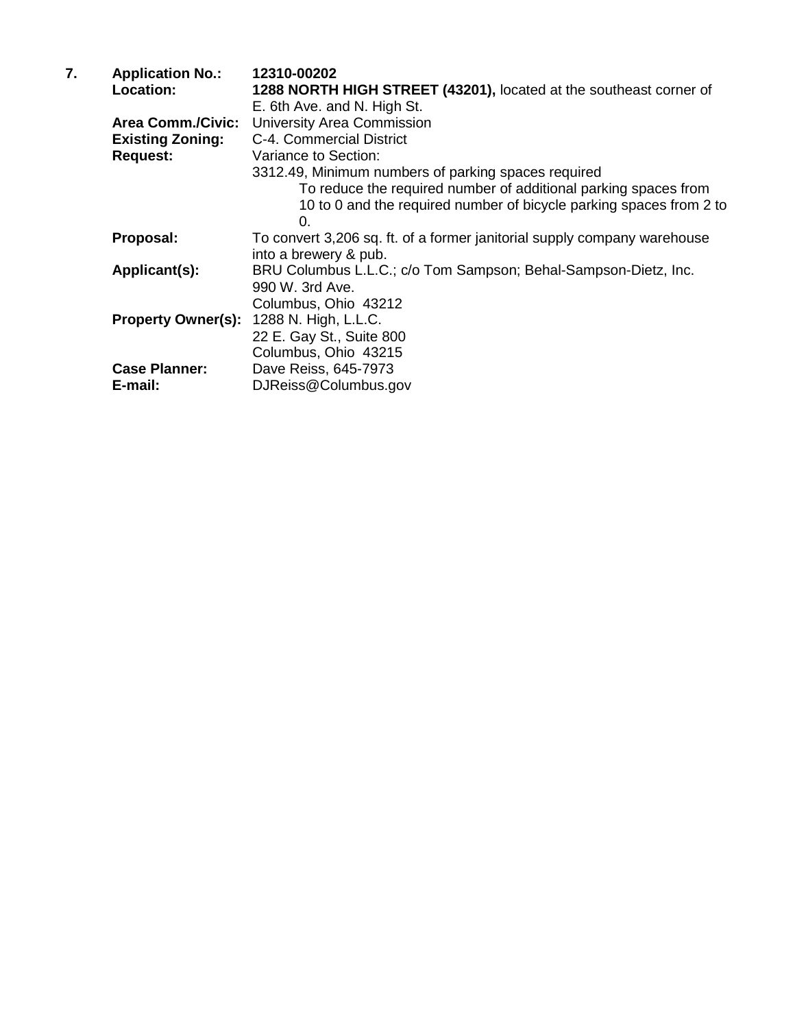**7.** **Application No.:** **12310-00202**

**Location:** **1288 NORTH HIGH STREET (43201),** located at the southeast corner of E. 6th Ave. and N. High St.

**Area Comm./Civic:** University Area Commission

**Existing Zoning:** C-4. Commercial District

**Request:** Variance to Section:

3312.49, Minimum numbers of parking spaces required

To reduce the required number of additional parking spaces from 10 to 0 and the required number of bicycle parking spaces from 2 to 0.

**Proposal:** To convert 3,206 sq. ft. of a former janitorial supply company warehouse into a brewery & pub.

**Applicant(s):** BRU Columbus L.L.C.; c/o Tom Sampson; Behal-Sampson-Dietz, Inc.
990 W. 3rd Ave.
Columbus, Ohio 43212

**Property Owner(s):** 1288 N. High, L.L.C.
22 E. Gay St., Suite 800
Columbus, Ohio 43215

**Case Planner:** Dave Reiss, 645-7973

**E-mail:** DJReiss@Columbus.gov